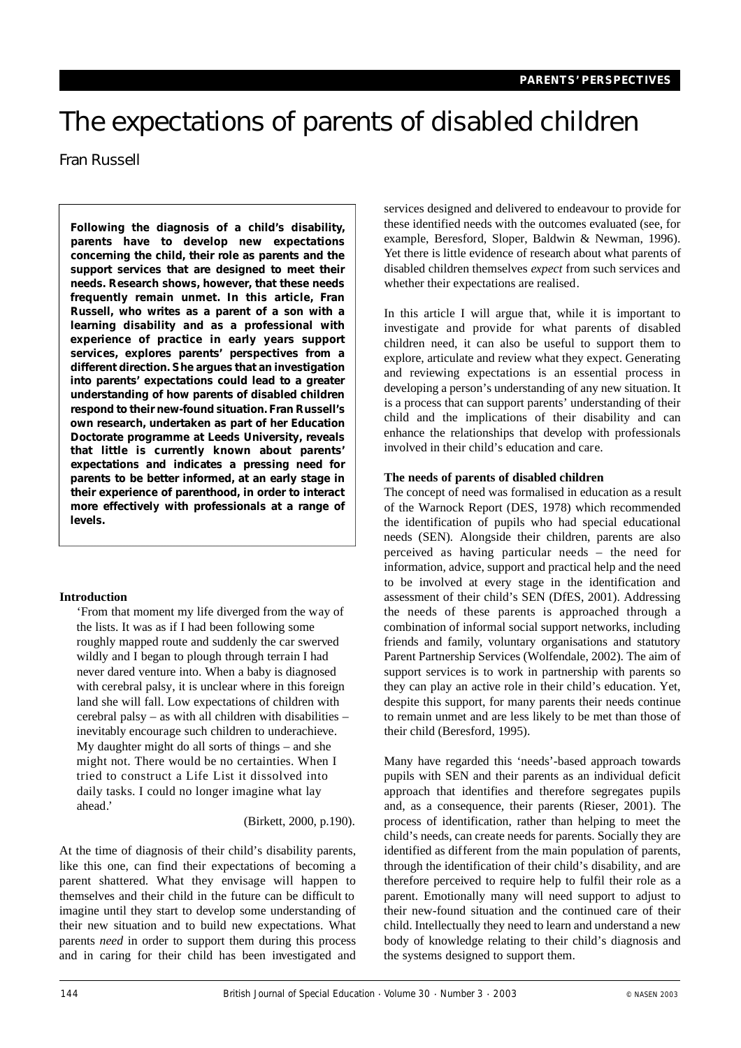PARENTS' PERSPECTIVES

# The expectations of parents of disabled children

Fran Russell

**Following the diagnosis of a child's disability, parents have to develop new expectations concerning the child, their role as parents and the support services that are designed to meet their needs. Research shows, however, that these needs frequently remain unmet. In this article, Fran Russell, who writes as a parent of a son with a learning disability and as a professional with experience of practice in early years support services, explores parents' perspectives from a different direction. She argues that an investigation into parents' expectations could lead to a greater understanding of how parents of disabled children respond to their new-found situation. Fran Russell's own research, undertaken as part of her Education Doctorate programme at Leeds University, reveals that little is currently known about parents' expectations and indicates a pressing need for parents to be better informed, at an early stage in their experience of parenthood, in order to interact more effectively with professionals at a range of levels.**

## Introduction

> 'From that moment my life diverged from the way of the lists. It was as if I had been following some roughly mapped route and suddenly the car swerved wildly and I began to plough through terrain I had never dared venture into. When a baby is diagnosed with cerebral palsy, it is unclear where in this foreign land she will fall. Low expectations of children with cerebral palsy – as with all children with disabilities – inevitably encourage such children to underachieve. My daughter might do all sorts of things – and she might not. There would be no certainties. When I tried to construct a Life List it dissolved into daily tasks. I could no longer imagine what lay ahead.'
>
> (Birkett, 2000, p.190).

At the time of diagnosis of their child's disability parents, like this one, can find their expectations of becoming a parent shattered. What they envisage will happen to themselves and their child in the future can be difficult to imagine until they start to develop some understanding of their new situation and to build new expectations. What parents *need* in order to support them during this process and in caring for their child has been investigated and services designed and delivered to endeavour to provide for these identified needs with the outcomes evaluated (see, for example, Beresford, Sloper, Baldwin & Newman, 1996). Yet there is little evidence of research about what parents of disabled children themselves *expect* from such services and whether their expectations are realised.

In this article I will argue that, while it is important to investigate and provide for what parents of disabled children need, it can also be useful to support them to explore, articulate and review what they expect. Generating and reviewing expectations is an essential process in developing a person's understanding of any new situation. It is a process that can support parents' understanding of their child and the implications of their disability and can enhance the relationships that develop with professionals involved in their child's education and care.

## The needs of parents of disabled children

The concept of need was formalised in education as a result of the Warnock Report (DES, 1978) which recommended the identification of pupils who had special educational needs (SEN). Alongside their children, parents are also perceived as having particular needs – the need for information, advice, support and practical help and the need to be involved at every stage in the identification and assessment of their child's SEN (DfES, 2001). Addressing the needs of these parents is approached through a combination of informal social support networks, including friends and family, voluntary organisations and statutory Parent Partnership Services (Wolfendale, 2002). The aim of support services is to work in partnership with parents so they can play an active role in their child's education. Yet, despite this support, for many parents their needs continue to remain unmet and are less likely to be met than those of their child (Beresford, 1995).

Many have regarded this 'needs'-based approach towards pupils with SEN and their parents as an individual deficit approach that identifies and therefore segregates pupils and, as a consequence, their parents (Rieser, 2001). The process of identification, rather than helping to meet the child's needs, can create needs for parents. Socially they are identified as different from the main population of parents, through the identification of their child's disability, and are therefore perceived to require help to fulfil their role as a parent. Emotionally many will need support to adjust to their new-found situation and the continued care of their child. Intellectually they need to learn and understand a new body of knowledge relating to their child's diagnosis and the systems designed to support them.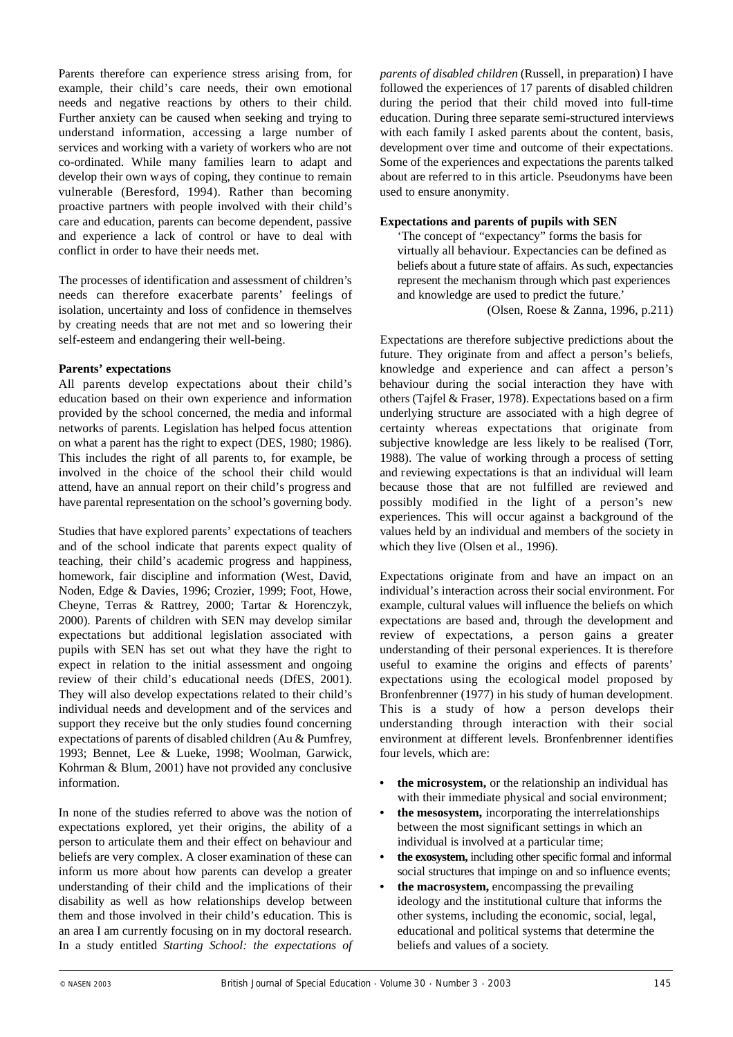Parents therefore can experience stress arising from, for example, their child's care needs, their own emotional needs and negative reactions by others to their child. Further anxiety can be caused when seeking and trying to understand information, accessing a large number of services and working with a variety of workers who are not co-ordinated. While many families learn to adapt and develop their own ways of coping, they continue to remain vulnerable (Beresford, 1994). Rather than becoming proactive partners with people involved with their child's care and education, parents can become dependent, passive and experience a lack of control or have to deal with conflict in order to have their needs met.

The processes of identification and assessment of children's needs can therefore exacerbate parents' feelings of isolation, uncertainty and loss of confidence in themselves by creating needs that are not met and so lowering their self-esteem and endangering their well-being.

**Parents' expectations**

All parents develop expectations about their child's education based on their own experience and information provided by the school concerned, the media and informal networks of parents. Legislation has helped focus attention on what a parent has the right to expect (DES, 1980; 1986). This includes the right of all parents to, for example, be involved in the choice of the school their child would attend, have an annual report on their child's progress and have parental representation on the school's governing body.

Studies that have explored parents' expectations of teachers and of the school indicate that parents expect quality of teaching, their child's academic progress and happiness, homework, fair discipline and information (West, David, Noden, Edge & Davies, 1996; Crozier, 1999; Foot, Howe, Cheyne, Terras & Rattrey, 2000; Tartar & Horenczyk, 2000). Parents of children with SEN may develop similar expectations but additional legislation associated with pupils with SEN has set out what they have the right to expect in relation to the initial assessment and ongoing review of their child's educational needs (DfES, 2001). They will also develop expectations related to their child's individual needs and development and of the services and support they receive but the only studies found concerning expectations of parents of disabled children (Au & Pumfrey, 1993; Bennet, Lee & Lueke, 1998; Woolman, Garwick, Kohrman & Blum, 2001) have not provided any conclusive information.

In none of the studies referred to above was the notion of expectations explored, yet their origins, the ability of a person to articulate them and their effect on behaviour and beliefs are very complex. A closer examination of these can inform us more about how parents can develop a greater understanding of their child and the implications of their disability as well as how relationships develop between them and those involved in their child's education. This is an area I am currently focusing on in my doctoral research. In a study entitled *Starting School: the expectations of parents of disabled children* (Russell, in preparation) I have followed the experiences of 17 parents of disabled children during the period that their child moved into full-time education. During three separate semi-structured interviews with each family I asked parents about the content, basis, development over time and outcome of their expectations. Some of the experiences and expectations the parents talked about are referred to in this article. Pseudonyms have been used to ensure anonymity.

**Expectations and parents of pupils with SEN**

> 'The concept of "expectancy" forms the basis for virtually all behaviour. Expectancies can be defined as beliefs about a future state of affairs. As such, expectancies represent the mechanism through which past experiences and knowledge are used to predict the future.'
>
> (Olsen, Roese & Zanna, 1996, p.211)

Expectations are therefore subjective predictions about the future. They originate from and affect a person's beliefs, knowledge and experience and can affect a person's behaviour during the social interaction they have with others (Tajfel & Fraser, 1978). Expectations based on a firm underlying structure are associated with a high degree of certainty whereas expectations that originate from subjective knowledge are less likely to be realised (Torr, 1988). The value of working through a process of setting and reviewing expectations is that an individual will learn because those that are not fulfilled are reviewed and possibly modified in the light of a person's new experiences. This will occur against a background of the values held by an individual and members of the society in which they live (Olsen et al., 1996).

Expectations originate from and have an impact on an individual's interaction across their social environment. For example, cultural values will influence the beliefs on which expectations are based and, through the development and review of expectations, a person gains a greater understanding of their personal experiences. It is therefore useful to examine the origins and effects of parents' expectations using the ecological model proposed by Bronfenbrenner (1977) in his study of human development. This is a study of how a person develops their understanding through interaction with their social environment at different levels. Bronfenbrenner identifies four levels, which are:

- **the microsystem,** or the relationship an individual has with their immediate physical and social environment;
- **the mesosystem,** incorporating the interrelationships between the most significant settings in which an individual is involved at a particular time;
- **the exosystem,** including other specific formal and informal social structures that impinge on and so influence events;
- **the macrosystem,** encompassing the prevailing ideology and the institutional culture that informs the other systems, including the economic, social, legal, educational and political systems that determine the beliefs and values of a society.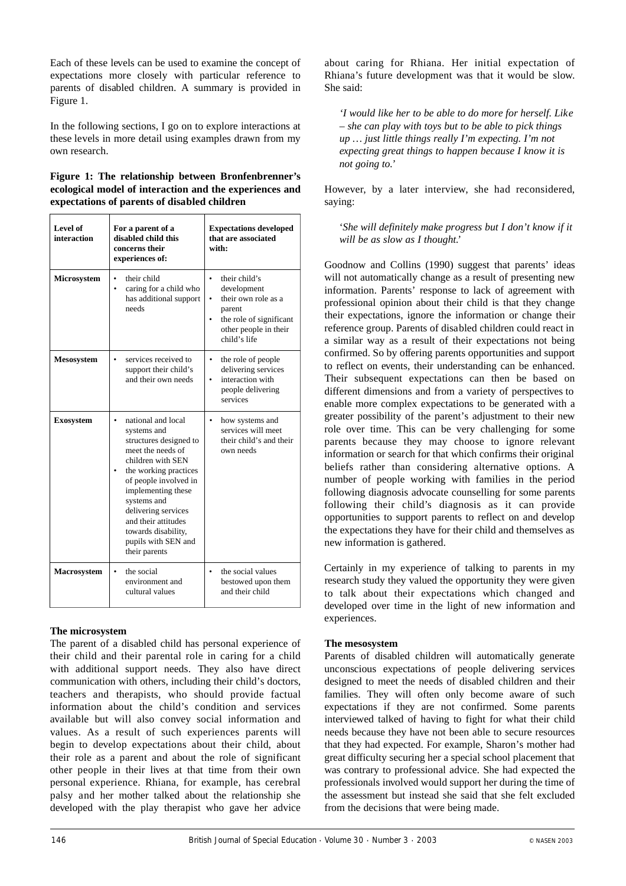Each of these levels can be used to examine the concept of expectations more closely with particular reference to parents of disabled children. A summary is provided in Figure 1.

In the following sections, I go on to explore interactions at these levels in more detail using examples drawn from my own research.

**Figure 1: The relationship between Bronfenbrenner's ecological model of interaction and the experiences and expectations of parents of disabled children**

| Level of interaction | For a parent of a disabled child this concerns their experiences of: | Expectations developed that are associated with: |
|---|---|---|
| **Microsystem** | • their child<br>• caring for a child who has additional support needs | • their child's development<br>• their own role as a parent<br>• the role of significant other people in their child's life |
| **Mesosystem** | • services received to support their child's and their own needs | • the role of people delivering services<br>• interaction with people delivering services |
| **Exosystem** | • national and local systems and structures designed to meet the needs of children with SEN<br>• the working practices of people involved in implementing these systems and delivering services and their attitudes towards disability, pupils with SEN and their parents | • how systems and services will meet their child's and their own needs |
| **Macrosystem** | • the social environment and cultural values | • the social values bestowed upon them and their child |

### The microsystem

The parent of a disabled child has personal experience of their child and their parental role in caring for a child with additional support needs. They also have direct communication with others, including their child's doctors, teachers and therapists, who should provide factual information about the child's condition and services available but will also convey social information and values. As a result of such experiences parents will begin to develop expectations about their child, about their role as a parent and about the role of significant other people in their lives at that time from their own personal experience. Rhiana, for example, has cerebral palsy and her mother talked about the relationship she developed with the play therapist who gave her advice about caring for Rhiana. Her initial expectation of Rhiana's future development was that it would be slow. She said:

> *'I would like her to be able to do more for herself. Like – she can play with toys but to be able to pick things up … just little things really I'm expecting. I'm not expecting great things to happen because I know it is not going to.'*

However, by a later interview, she had reconsidered, saying:

> '*She will definitely make progress but I don't know if it will be as slow as I thought.*'

Goodnow and Collins (1990) suggest that parents' ideas will not automatically change as a result of presenting new information. Parents' response to lack of agreement with professional opinion about their child is that they change their expectations, ignore the information or change their reference group. Parents of disabled children could react in a similar way as a result of their expectations not being confirmed. So by offering parents opportunities and support to reflect on events, their understanding can be enhanced. Their subsequent expectations can then be based on different dimensions and from a variety of perspectives to enable more complex expectations to be generated with a greater possibility of the parent's adjustment to their new role over time. This can be very challenging for some parents because they may choose to ignore relevant information or search for that which confirms their original beliefs rather than considering alternative options. A number of people working with families in the period following diagnosis advocate counselling for some parents following their child's diagnosis as it can provide opportunities to support parents to reflect on and develop the expectations they have for their child and themselves as new information is gathered.

Certainly in my experience of talking to parents in my research study they valued the opportunity they were given to talk about their expectations which changed and developed over time in the light of new information and experiences.

### The mesosystem

Parents of disabled children will automatically generate unconscious expectations of people delivering services designed to meet the needs of disabled children and their families. They will often only become aware of such expectations if they are not confirmed. Some parents interviewed talked of having to fight for what their child needs because they have not been able to secure resources that they had expected. For example, Sharon's mother had great difficulty securing her a special school placement that was contrary to professional advice. She had expected the professionals involved would support her during the time of the assessment but instead she said that she felt excluded from the decisions that were being made.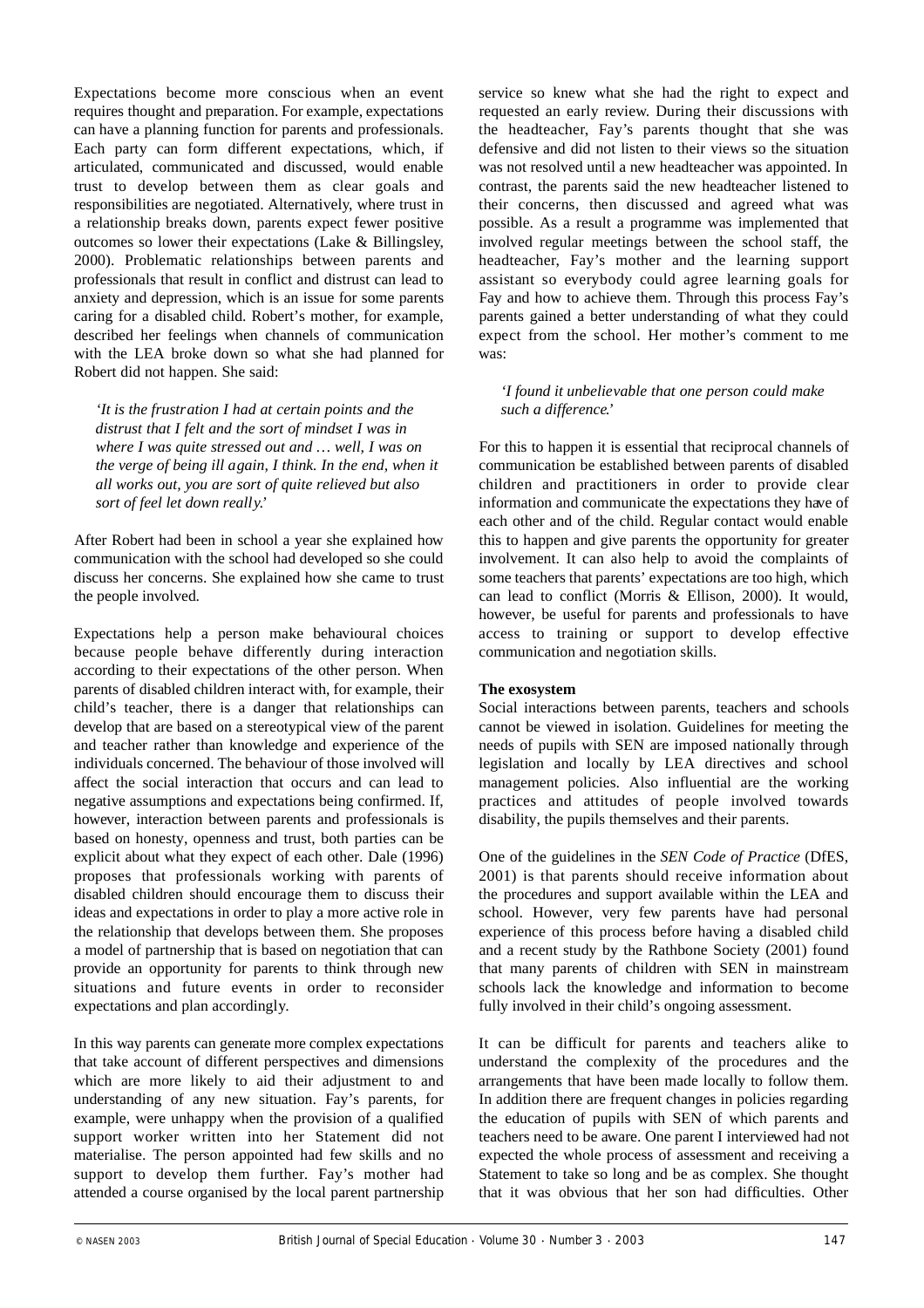Expectations become more conscious when an event requires thought and preparation. For example, expectations can have a planning function for parents and professionals. Each party can form different expectations, which, if articulated, communicated and discussed, would enable trust to develop between them as clear goals and responsibilities are negotiated. Alternatively, where trust in a relationship breaks down, parents expect fewer positive outcomes so lower their expectations (Lake & Billingsley, 2000). Problematic relationships between parents and professionals that result in conflict and distrust can lead to anxiety and depression, which is an issue for some parents caring for a disabled child. Robert's mother, for example, described her feelings when channels of communication with the LEA broke down so what she had planned for Robert did not happen. She said:

> *'It is the frustration I had at certain points and the distrust that I felt and the sort of mindset I was in where I was quite stressed out and … well, I was on the verge of being ill again, I think. In the end, when it all works out, you are sort of quite relieved but also sort of feel let down really.'*

After Robert had been in school a year she explained how communication with the school had developed so she could discuss her concerns. She explained how she came to trust the people involved.

Expectations help a person make behavioural choices because people behave differently during interaction according to their expectations of the other person. When parents of disabled children interact with, for example, their child's teacher, there is a danger that relationships can develop that are based on a stereotypical view of the parent and teacher rather than knowledge and experience of the individuals concerned. The behaviour of those involved will affect the social interaction that occurs and can lead to negative assumptions and expectations being confirmed. If, however, interaction between parents and professionals is based on honesty, openness and trust, both parties can be explicit about what they expect of each other. Dale (1996) proposes that professionals working with parents of disabled children should encourage them to discuss their ideas and expectations in order to play a more active role in the relationship that develops between them. She proposes a model of partnership that is based on negotiation that can provide an opportunity for parents to think through new situations and future events in order to reconsider expectations and plan accordingly.

In this way parents can generate more complex expectations that take account of different perspectives and dimensions which are more likely to aid their adjustment to and understanding of any new situation. Fay's parents, for example, were unhappy when the provision of a qualified support worker written into her Statement did not materialise. The person appointed had few skills and no support to develop them further. Fay's mother had attended a course organised by the local parent partnership service so knew what she had the right to expect and requested an early review. During their discussions with the headteacher, Fay's parents thought that she was defensive and did not listen to their views so the situation was not resolved until a new headteacher was appointed. In contrast, the parents said the new headteacher listened to their concerns, then discussed and agreed what was possible. As a result a programme was implemented that involved regular meetings between the school staff, the headteacher, Fay's mother and the learning support assistant so everybody could agree learning goals for Fay and how to achieve them. Through this process Fay's parents gained a better understanding of what they could expect from the school. Her mother's comment to me was:

> *'I found it unbelievable that one person could make such a difference.'*

For this to happen it is essential that reciprocal channels of communication be established between parents of disabled children and practitioners in order to provide clear information and communicate the expectations they have of each other and of the child. Regular contact would enable this to happen and give parents the opportunity for greater involvement. It can also help to avoid the complaints of some teachers that parents' expectations are too high, which can lead to conflict (Morris & Ellison, 2000). It would, however, be useful for parents and professionals to have access to training or support to develop effective communication and negotiation skills.

**The exosystem**

Social interactions between parents, teachers and schools cannot be viewed in isolation. Guidelines for meeting the needs of pupils with SEN are imposed nationally through legislation and locally by LEA directives and school management policies. Also influential are the working practices and attitudes of people involved towards disability, the pupils themselves and their parents.

One of the guidelines in the *SEN Code of Practice* (DfES, 2001) is that parents should receive information about the procedures and support available within the LEA and school. However, very few parents have had personal experience of this process before having a disabled child and a recent study by the Rathbone Society (2001) found that many parents of children with SEN in mainstream schools lack the knowledge and information to become fully involved in their child's ongoing assessment.

It can be difficult for parents and teachers alike to understand the complexity of the procedures and the arrangements that have been made locally to follow them. In addition there are frequent changes in policies regarding the education of pupils with SEN of which parents and teachers need to be aware. One parent I interviewed had not expected the whole process of assessment and receiving a Statement to take so long and be as complex. She thought that it was obvious that her son had difficulties. Other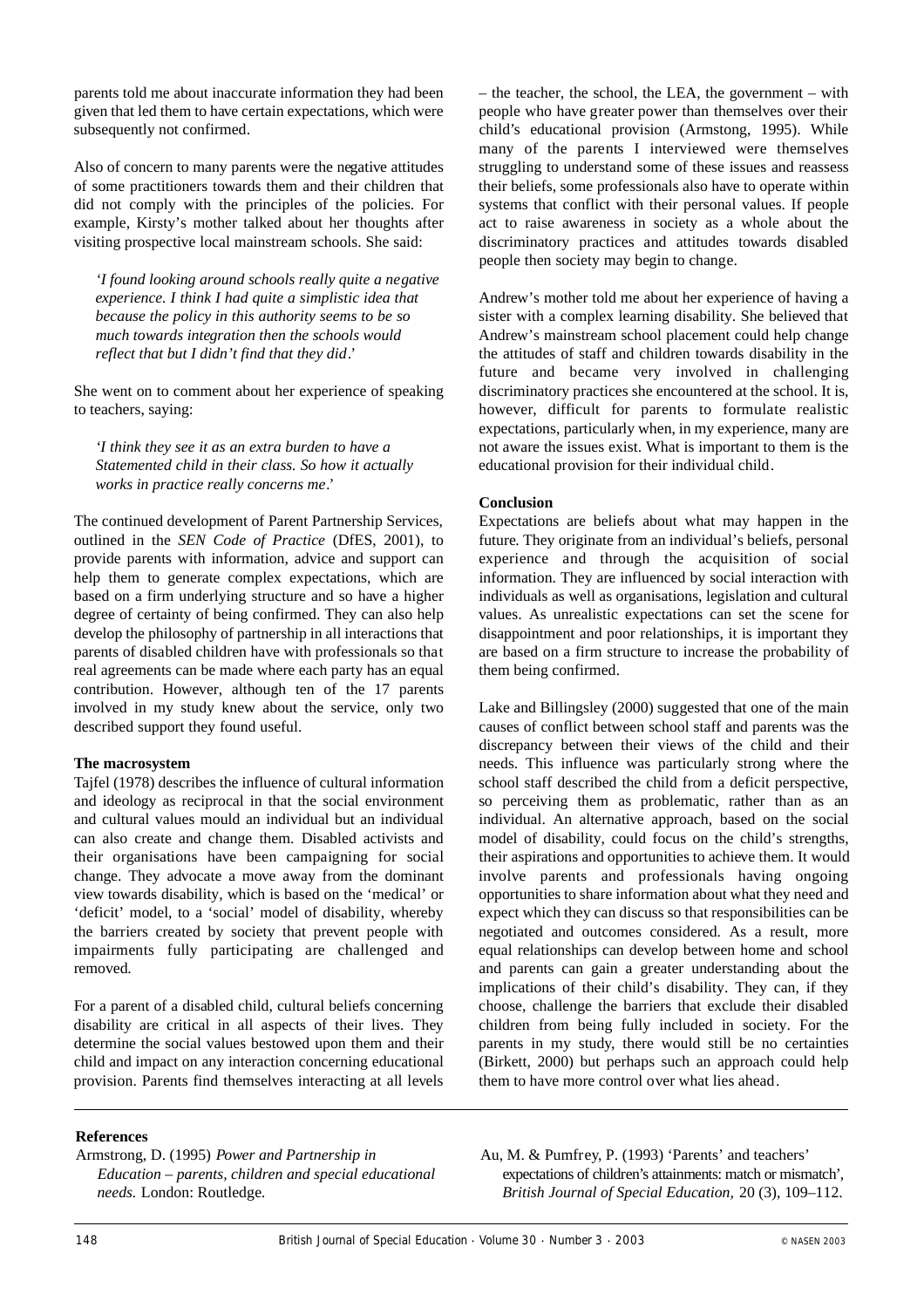parents told me about inaccurate information they had been given that led them to have certain expectations, which were subsequently not confirmed.

Also of concern to many parents were the negative attitudes of some practitioners towards them and their children that did not comply with the principles of the policies. For example, Kirsty's mother talked about her thoughts after visiting prospective local mainstream schools. She said:

> *'I found looking around schools really quite a negative experience. I think I had quite a simplistic idea that because the policy in this authority seems to be so much towards integration then the schools would reflect that but I didn't find that they did*.'

She went on to comment about her experience of speaking to teachers, saying:

> *'I think they see it as an extra burden to have a Statemented child in their class. So how it actually works in practice really concerns me*.'

The continued development of Parent Partnership Services, outlined in the *SEN Code of Practice* (DfES, 2001), to provide parents with information, advice and support can help them to generate complex expectations, which are based on a firm underlying structure and so have a higher degree of certainty of being confirmed. They can also help develop the philosophy of partnership in all interactions that parents of disabled children have with professionals so that real agreements can be made where each party has an equal contribution. However, although ten of the 17 parents involved in my study knew about the service, only two described support they found useful.

**The macrosystem**

Tajfel (1978) describes the influence of cultural information and ideology as reciprocal in that the social environment and cultural values mould an individual but an individual can also create and change them. Disabled activists and their organisations have been campaigning for social change. They advocate a move away from the dominant view towards disability, which is based on the 'medical' or 'deficit' model, to a 'social' model of disability, whereby the barriers created by society that prevent people with impairments fully participating are challenged and removed.

For a parent of a disabled child, cultural beliefs concerning disability are critical in all aspects of their lives. They determine the social values bestowed upon them and their child and impact on any interaction concerning educational provision. Parents find themselves interacting at all levels – the teacher, the school, the LEA, the government – with people who have greater power than themselves over their child's educational provision (Armstong, 1995). While many of the parents I interviewed were themselves struggling to understand some of these issues and reassess their beliefs, some professionals also have to operate within systems that conflict with their personal values. If people act to raise awareness in society as a whole about the discriminatory practices and attitudes towards disabled people then society may begin to change.

Andrew's mother told me about her experience of having a sister with a complex learning disability. She believed that Andrew's mainstream school placement could help change the attitudes of staff and children towards disability in the future and became very involved in challenging discriminatory practices she encountered at the school. It is, however, difficult for parents to formulate realistic expectations, particularly when, in my experience, many are not aware the issues exist. What is important to them is the educational provision for their individual child.

**Conclusion**

Expectations are beliefs about what may happen in the future. They originate from an individual's beliefs, personal experience and through the acquisition of social information. They are influenced by social interaction with individuals as well as organisations, legislation and cultural values. As unrealistic expectations can set the scene for disappointment and poor relationships, it is important they are based on a firm structure to increase the probability of them being confirmed.

Lake and Billingsley (2000) suggested that one of the main causes of conflict between school staff and parents was the discrepancy between their views of the child and their needs. This influence was particularly strong where the school staff described the child from a deficit perspective, so perceiving them as problematic, rather than as an individual. An alternative approach, based on the social model of disability, could focus on the child's strengths, their aspirations and opportunities to achieve them. It would involve parents and professionals having ongoing opportunities to share information about what they need and expect which they can discuss so that responsibilities can be negotiated and outcomes considered. As a result, more equal relationships can develop between home and school and parents can gain a greater understanding about the implications of their child's disability. They can, if they choose, challenge the barriers that exclude their disabled children from being fully included in society. For the parents in my study, there would still be no certainties (Birkett, 2000) but perhaps such an approach could help them to have more control over what lies ahead.

**References**

Armstrong, D. (1995) *Power and Partnership in Education – parents, children and special educational needs.* London: Routledge.

Au, M. & Pumfrey, P. (1993) 'Parents' and teachers' expectations of children's attainments: match or mismatch', *British Journal of Special Education,* 20 (3), 109–112.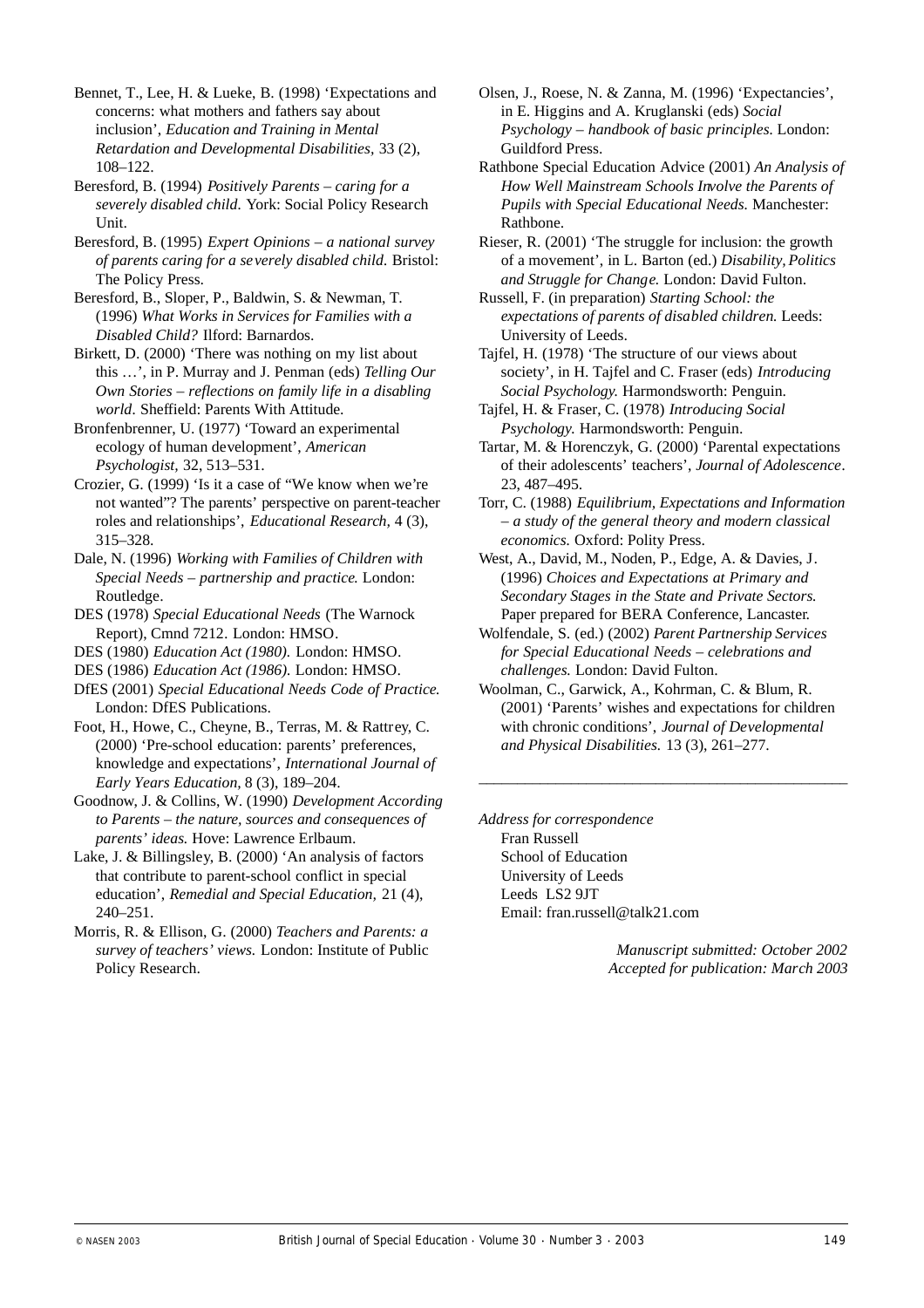Bennet, T., Lee, H. & Lueke, B. (1998) 'Expectations and concerns: what mothers and fathers say about inclusion', *Education and Training in Mental Retardation and Developmental Disabilities,* 33 (2), 108–122.

Beresford, B. (1994) *Positively Parents – caring for a severely disabled child.* York: Social Policy Research Unit.

Beresford, B. (1995) *Expert Opinions – a national survey of parents caring for a severely disabled child.* Bristol: The Policy Press.

Beresford, B., Sloper, P., Baldwin, S. & Newman, T. (1996) *What Works in Services for Families with a Disabled Child?* Ilford: Barnardos.

Birkett, D. (2000) 'There was nothing on my list about this …', in P. Murray and J. Penman (eds) *Telling Our Own Stories – reflections on family life in a disabling world.* Sheffield: Parents With Attitude.

Bronfenbrenner, U. (1977) 'Toward an experimental ecology of human development', *American Psychologist,* 32, 513–531.

Crozier, G. (1999) 'Is it a case of "We know when we're not wanted"? The parents' perspective on parent-teacher roles and relationships', *Educational Research,* 4 (3), 315–328.

Dale, N. (1996) *Working with Families of Children with Special Needs – partnership and practice.* London: Routledge.

DES (1978) *Special Educational Needs* (The Warnock Report), Cmnd 7212. London: HMSO.

DES (1980) *Education Act (1980).* London: HMSO.

DES (1986) *Education Act (1986).* London: HMSO.

DfES (2001) *Special Educational Needs Code of Practice.* London: DfES Publications.

Foot, H., Howe, C., Cheyne, B., Terras, M. & Rattrey, C. (2000) 'Pre-school education: parents' preferences, knowledge and expectations', *International Journal of Early Years Education,* 8 (3), 189–204.

Goodnow, J. & Collins, W. (1990) *Development According to Parents – the nature, sources and consequences of parents' ideas.* Hove: Lawrence Erlbaum.

Lake, J. & Billingsley, B. (2000) 'An analysis of factors that contribute to parent-school conflict in special education', *Remedial and Special Education,* 21 (4), 240–251.

Morris, R. & Ellison, G. (2000) *Teachers and Parents: a survey of teachers' views.* London: Institute of Public Policy Research.

Olsen, J., Roese, N. & Zanna, M. (1996) 'Expectancies', in E. Higgins and A. Kruglanski (eds) *Social Psychology – handbook of basic principles.* London: Guildford Press.

Rathbone Special Education Advice (2001) *An Analysis of How Well Mainstream Schools Involve the Parents of Pupils with Special Educational Needs.* Manchester: Rathbone.

Rieser, R. (2001) 'The struggle for inclusion: the growth of a movement', in L. Barton (ed.) *Disability, Politics and Struggle for Change.* London: David Fulton.

Russell, F. (in preparation) *Starting School: the expectations of parents of disabled children.* Leeds: University of Leeds.

Tajfel, H. (1978) 'The structure of our views about society', in H. Tajfel and C. Fraser (eds) *Introducing Social Psychology.* Harmondsworth: Penguin.

Tajfel, H. & Fraser, C. (1978) *Introducing Social Psychology.* Harmondsworth: Penguin.

Tartar, M. & Horenczyk, G. (2000) 'Parental expectations of their adolescents' teachers', *Journal of Adolescence.* 23, 487–495.

Torr, C. (1988) *Equilibrium, Expectations and Information – a study of the general theory and modern classical economics.* Oxford: Polity Press.

West, A., David, M., Noden, P., Edge, A. & Davies, J. (1996) *Choices and Expectations at Primary and Secondary Stages in the State and Private Sectors.* Paper prepared for BERA Conference, Lancaster.

Wolfendale, S. (ed.) (2002) *Parent Partnership Services for Special Educational Needs – celebrations and challenges.* London: David Fulton.

Woolman, C., Garwick, A., Kohrman, C. & Blum, R. (2001) 'Parents' wishes and expectations for children with chronic conditions', *Journal of Developmental and Physical Disabilities.* 13 (3), 261–277.

---

*Address for correspondence*
Fran Russell
School of Education
University of Leeds
Leeds LS2 9JT
Email: fran.russell@talk21.com

*Manuscript submitted: October 2002*
*Accepted for publication: March 2003*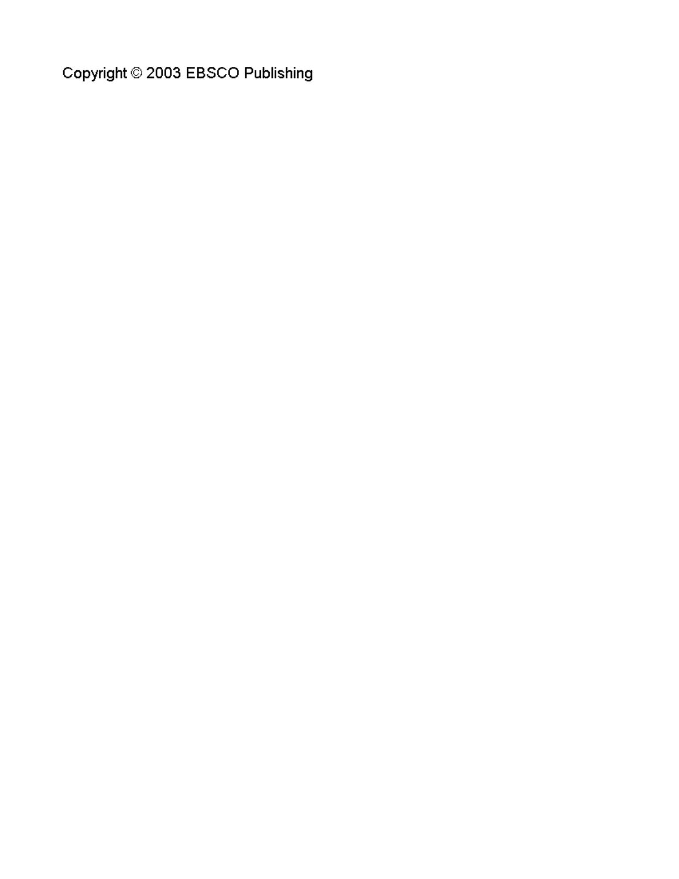Copyright © 2003 EBSCO Publishing